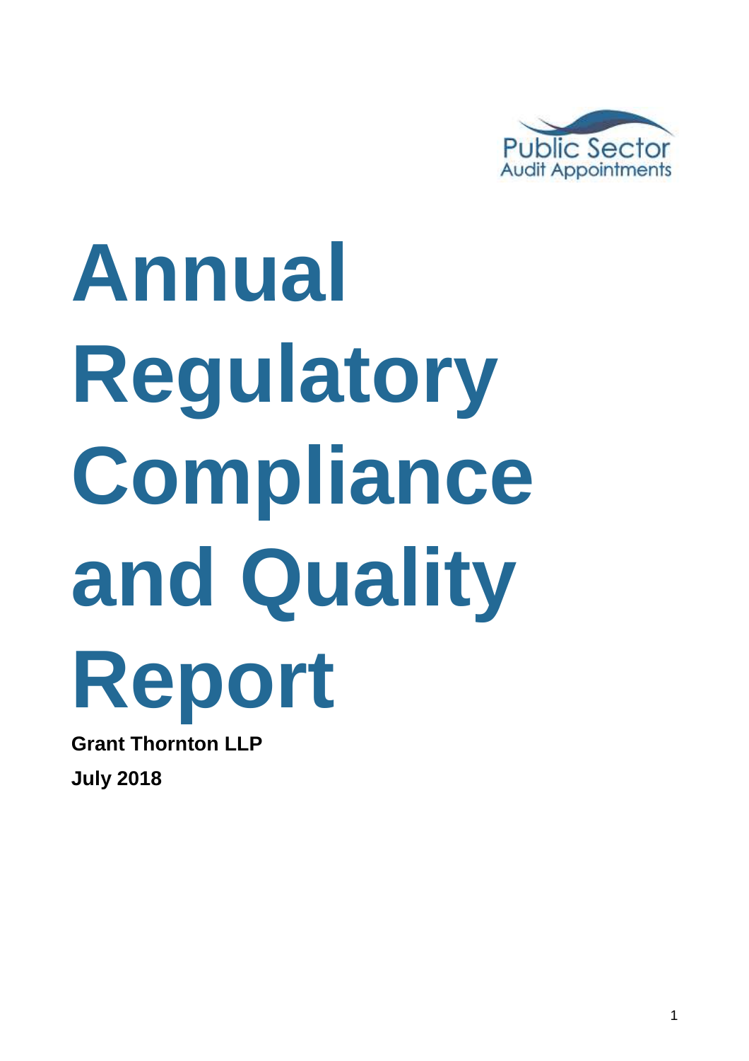Public Sector
Audit Appointments

# Annual Regulatory Compliance and Quality Report

**Grant Thornton LLP**

**July 2018**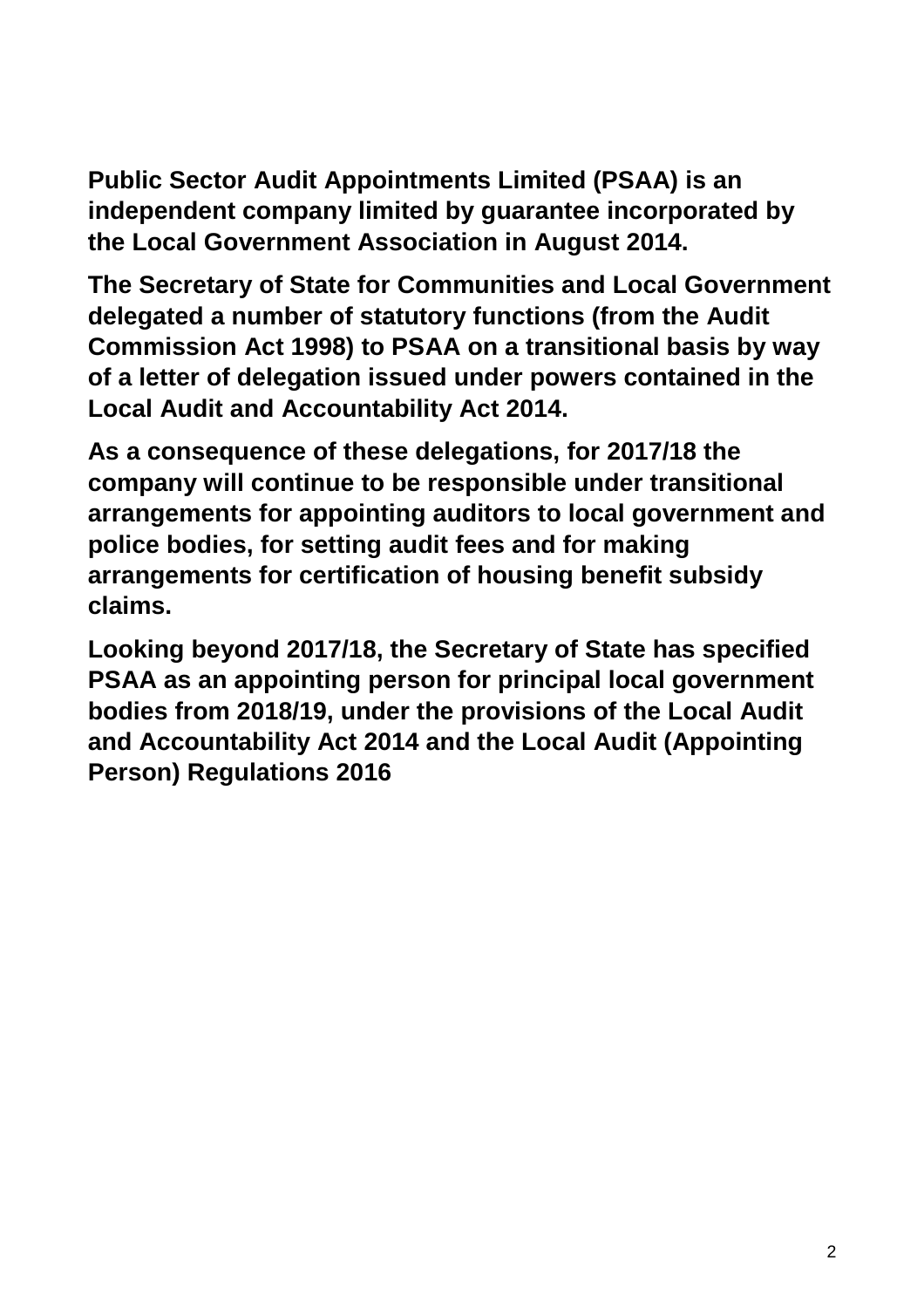**Public Sector Audit Appointments Limited (PSAA) is an independent company limited by guarantee incorporated by the Local Government Association in August 2014.**

**The Secretary of State for Communities and Local Government delegated a number of statutory functions (from the Audit Commission Act 1998) to PSAA on a transitional basis by way of a letter of delegation issued under powers contained in the Local Audit and Accountability Act 2014.**

**As a consequence of these delegations, for 2017/18 the company will continue to be responsible under transitional arrangements for appointing auditors to local government and police bodies, for setting audit fees and for making arrangements for certification of housing benefit subsidy claims.**

**Looking beyond 2017/18, the Secretary of State has specified PSAA as an appointing person for principal local government bodies from 2018/19, under the provisions of the Local Audit and Accountability Act 2014 and the Local Audit (Appointing Person) Regulations 2016**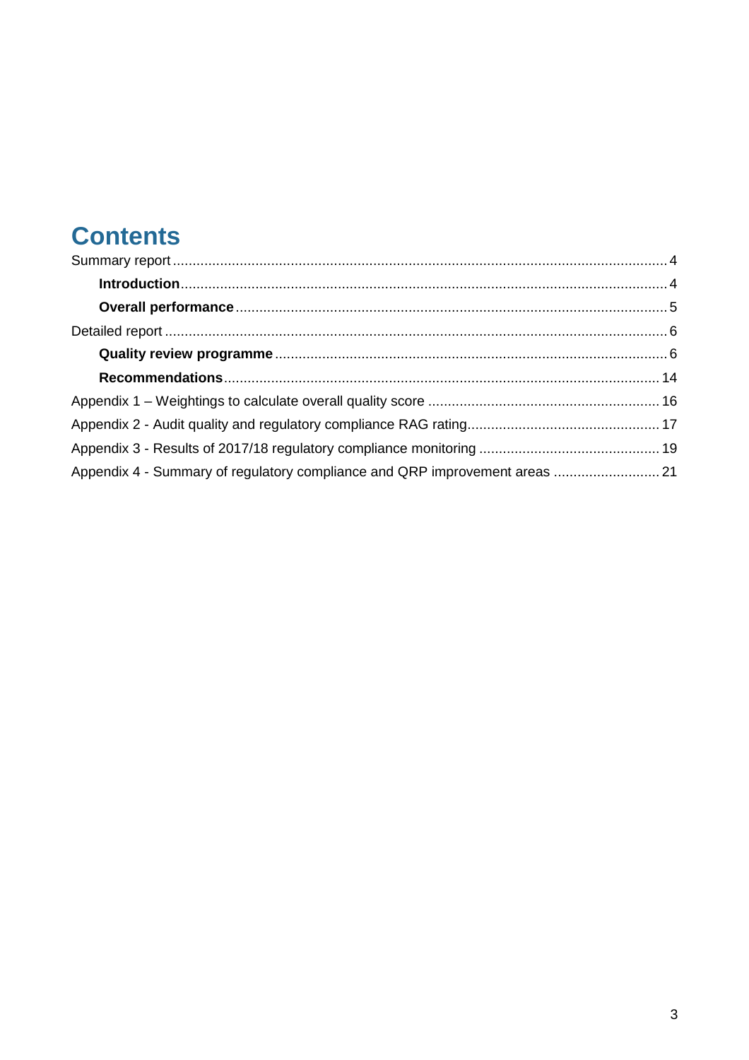# Contents

Summary report ........................................................................................................................ 4

**Introduction** .......................................................................................................................... 4

**Overall performance** ............................................................................................................ 5

Detailed report ........................................................................................................................ 6

**Quality review programme** .................................................................................................. 6

**Recommendations** ............................................................................................................. 14

Appendix 1 – Weightings to calculate overall quality score ........................................................ 16

Appendix 2 - Audit quality and regulatory compliance RAG rating............................................... 17

Appendix 3 - Results of 2017/18 regulatory compliance monitoring ............................................ 19

Appendix 4 - Summary of regulatory compliance and QRP improvement areas .......................... 21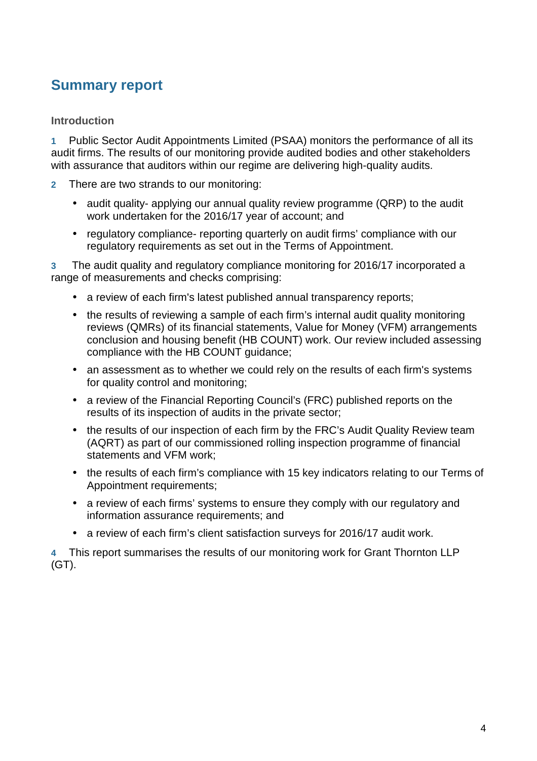## Summary report

### Introduction

**1** Public Sector Audit Appointments Limited (PSAA) monitors the performance of all its audit firms. The results of our monitoring provide audited bodies and other stakeholders with assurance that auditors within our regime are delivering high-quality audits.

**2** There are two strands to our monitoring:

- audit quality- applying our annual quality review programme (QRP) to the audit work undertaken for the 2016/17 year of account; and
- regulatory compliance- reporting quarterly on audit firms' compliance with our regulatory requirements as set out in the Terms of Appointment.

**3** The audit quality and regulatory compliance monitoring for 2016/17 incorporated a range of measurements and checks comprising:

- a review of each firm's latest published annual transparency reports;
- the results of reviewing a sample of each firm's internal audit quality monitoring reviews (QMRs) of its financial statements, Value for Money (VFM) arrangements conclusion and housing benefit (HB COUNT) work. Our review included assessing compliance with the HB COUNT guidance;
- an assessment as to whether we could rely on the results of each firm's systems for quality control and monitoring;
- a review of the Financial Reporting Council's (FRC) published reports on the results of its inspection of audits in the private sector;
- the results of our inspection of each firm by the FRC's Audit Quality Review team (AQRT) as part of our commissioned rolling inspection programme of financial statements and VFM work;
- the results of each firm's compliance with 15 key indicators relating to our Terms of Appointment requirements;
- a review of each firms' systems to ensure they comply with our regulatory and information assurance requirements; and
- a review of each firm's client satisfaction surveys for 2016/17 audit work.

**4** This report summarises the results of our monitoring work for Grant Thornton LLP (GT).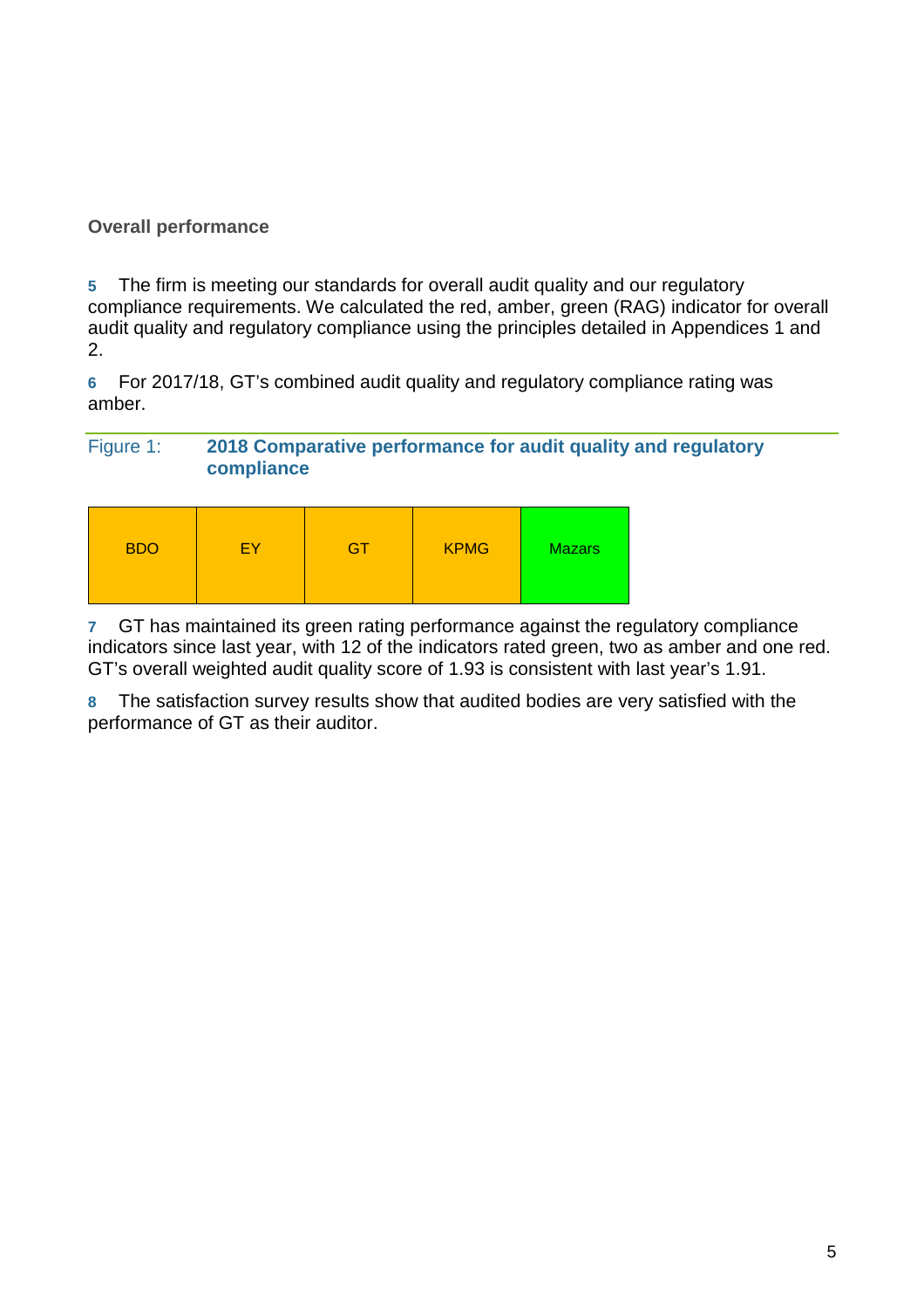### Overall performance

**5** The firm is meeting our standards for overall audit quality and our regulatory compliance requirements. We calculated the red, amber, green (RAG) indicator for overall audit quality and regulatory compliance using the principles detailed in Appendices 1 and 2.

**6** For 2017/18, GT's combined audit quality and regulatory compliance rating was amber.

Figure 1: **2018 Comparative performance for audit quality and regulatory compliance**

| BDO | EY | GT | KPMG | Mazars |
|---|---|---|---|---|

**7** GT has maintained its green rating performance against the regulatory compliance indicators since last year, with 12 of the indicators rated green, two as amber and one red. GT's overall weighted audit quality score of 1.93 is consistent with last year's 1.91.

**8** The satisfaction survey results show that audited bodies are very satisfied with the performance of GT as their auditor.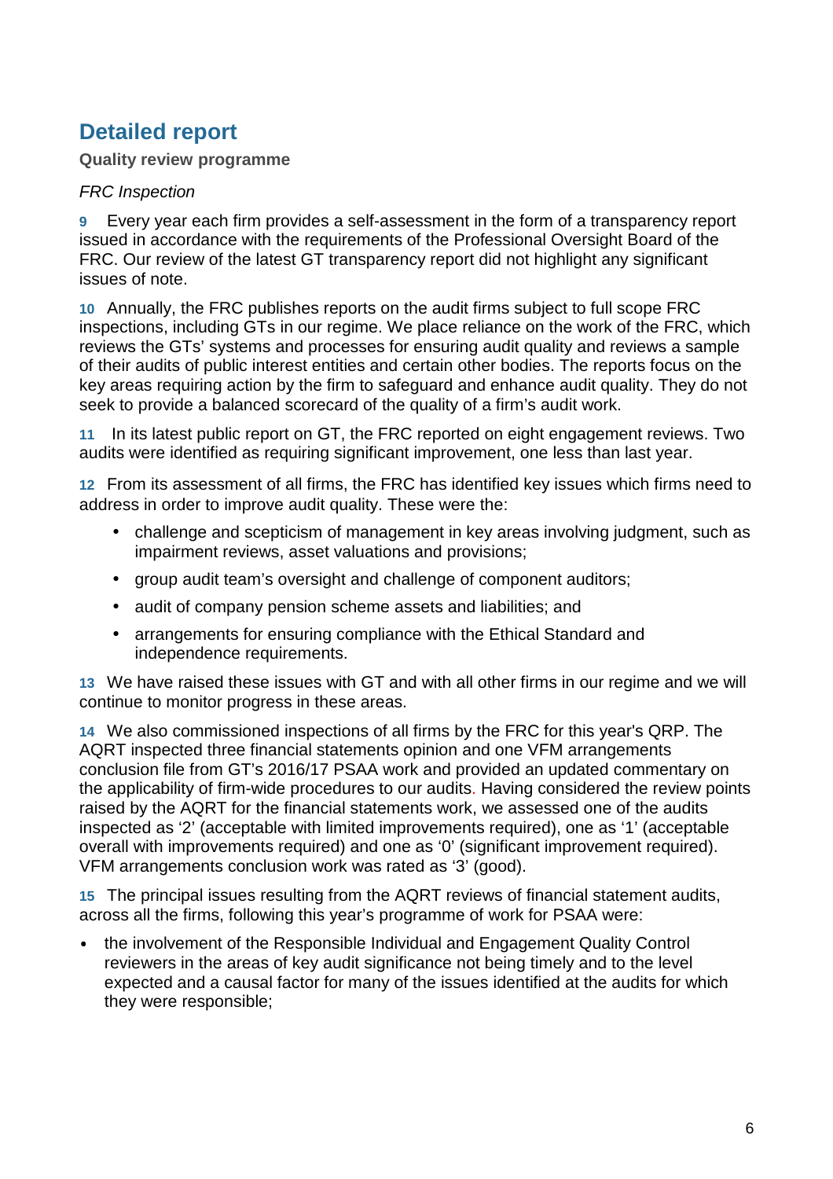## Detailed report

**Quality review programme**

*FRC Inspection*

**9** Every year each firm provides a self-assessment in the form of a transparency report issued in accordance with the requirements of the Professional Oversight Board of the FRC. Our review of the latest GT transparency report did not highlight any significant issues of note.

**10** Annually, the FRC publishes reports on the audit firms subject to full scope FRC inspections, including GTs in our regime. We place reliance on the work of the FRC, which reviews the GTs' systems and processes for ensuring audit quality and reviews a sample of their audits of public interest entities and certain other bodies. The reports focus on the key areas requiring action by the firm to safeguard and enhance audit quality. They do not seek to provide a balanced scorecard of the quality of a firm's audit work.

**11** In its latest public report on GT, the FRC reported on eight engagement reviews. Two audits were identified as requiring significant improvement, one less than last year.

**12** From its assessment of all firms, the FRC has identified key issues which firms need to address in order to improve audit quality. These were the:

- challenge and scepticism of management in key areas involving judgment, such as impairment reviews, asset valuations and provisions;
- group audit team's oversight and challenge of component auditors;
- audit of company pension scheme assets and liabilities; and
- arrangements for ensuring compliance with the Ethical Standard and independence requirements.

**13** We have raised these issues with GT and with all other firms in our regime and we will continue to monitor progress in these areas.

**14** We also commissioned inspections of all firms by the FRC for this year's QRP. The AQRT inspected three financial statements opinion and one VFM arrangements conclusion file from GT's 2016/17 PSAA work and provided an updated commentary on the applicability of firm-wide procedures to our audits. Having considered the review points raised by the AQRT for the financial statements work, we assessed one of the audits inspected as '2' (acceptable with limited improvements required), one as '1' (acceptable overall with improvements required) and one as '0' (significant improvement required). VFM arrangements conclusion work was rated as '3' (good).

**15** The principal issues resulting from the AQRT reviews of financial statement audits, across all the firms, following this year's programme of work for PSAA were:

- the involvement of the Responsible Individual and Engagement Quality Control reviewers in the areas of key audit significance not being timely and to the level expected and a causal factor for many of the issues identified at the audits for which they were responsible;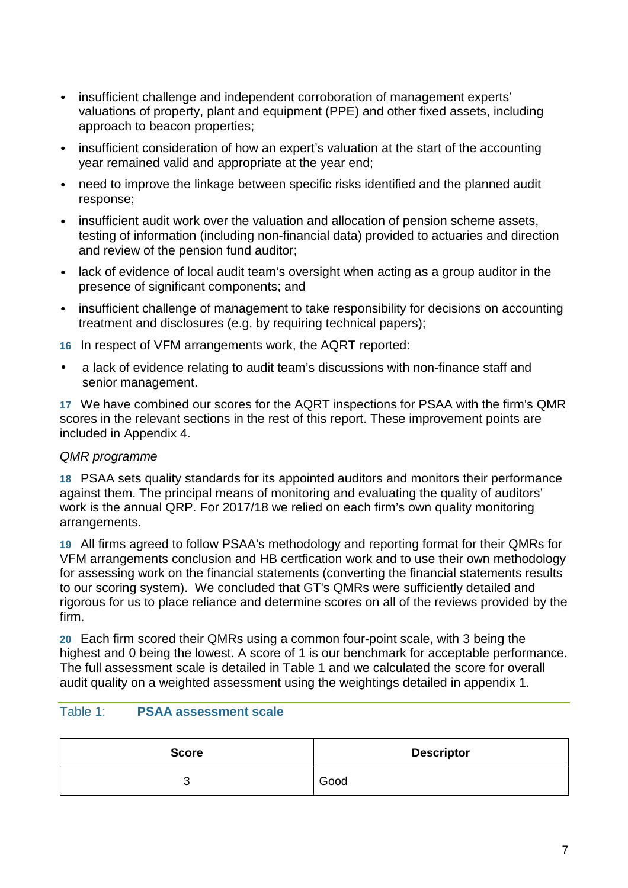- insufficient challenge and independent corroboration of management experts' valuations of property, plant and equipment (PPE) and other fixed assets, including approach to beacon properties;
- insufficient consideration of how an expert's valuation at the start of the accounting year remained valid and appropriate at the year end;
- need to improve the linkage between specific risks identified and the planned audit response;
- insufficient audit work over the valuation and allocation of pension scheme assets, testing of information (including non-financial data) provided to actuaries and direction and review of the pension fund auditor;
- lack of evidence of local audit team's oversight when acting as a group auditor in the presence of significant components; and
- insufficient challenge of management to take responsibility for decisions on accounting treatment and disclosures (e.g. by requiring technical papers);

**16** In respect of VFM arrangements work, the AQRT reported:

- a lack of evidence relating to audit team's discussions with non-finance staff and senior management.

**17** We have combined our scores for the AQRT inspections for PSAA with the firm's QMR scores in the relevant sections in the rest of this report. These improvement points are included in Appendix 4.

*QMR programme*

**18** PSAA sets quality standards for its appointed auditors and monitors their performance against them. The principal means of monitoring and evaluating the quality of auditors' work is the annual QRP. For 2017/18 we relied on each firm's own quality monitoring arrangements.

**19** All firms agreed to follow PSAA's methodology and reporting format for their QMRs for VFM arrangements conclusion and HB certfication work and to use their own methodology for assessing work on the financial statements (converting the financial statements results to our scoring system). We concluded that GT's QMRs were sufficiently detailed and rigorous for us to place reliance and determine scores on all of the reviews provided by the firm.

**20** Each firm scored their QMRs using a common four-point scale, with 3 being the highest and 0 being the lowest. A score of 1 is our benchmark for acceptable performance. The full assessment scale is detailed in Table 1 and we calculated the score for overall audit quality on a weighted assessment using the weightings detailed in appendix 1.

Table 1: **PSAA assessment scale**

| Score | Descriptor |
|---|---|
| 3 | Good |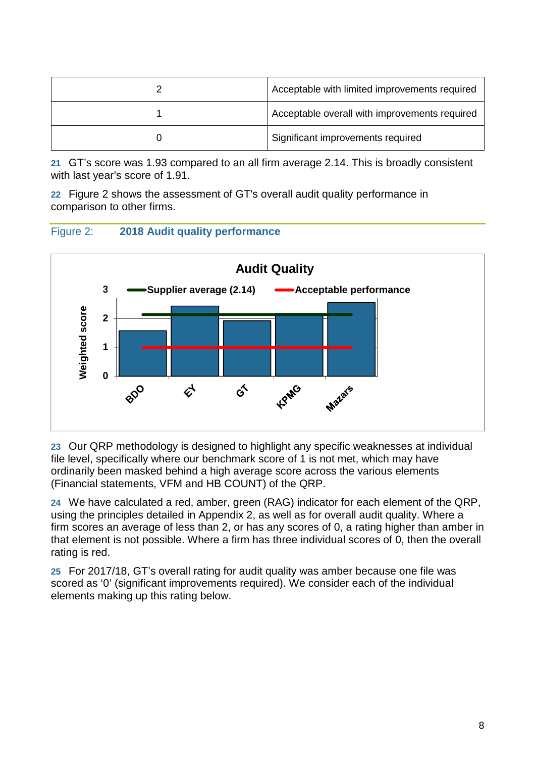| | |
|---|---|
| 2 | Acceptable with limited improvements required |
| 1 | Acceptable overall with improvements required |
| 0 | Significant improvements required |

**21** GT's score was 1.93 compared to an all firm average 2.14. This is broadly consistent with last year's score of 1.91.

**22** Figure 2 shows the assessment of GT's overall audit quality performance in comparison to other firms.

Figure 2: **2018 Audit quality performance**

**Audit Quality**

Supplier average (2.14) — Acceptable performance

Weighted score: 0, 1, 2, 3

BDO, EY, GT, KPMG, Mazars

**23** Our QRP methodology is designed to highlight any specific weaknesses at individual file level, specifically where our benchmark score of 1 is not met, which may have ordinarily been masked behind a high average score across the various elements (Financial statements, VFM and HB COUNT) of the QRP.

**24** We have calculated a red, amber, green (RAG) indicator for each element of the QRP, using the principles detailed in Appendix 2, as well as for overall audit quality. Where a firm scores an average of less than 2, or has any scores of 0, a rating higher than amber in that element is not possible. Where a firm has three individual scores of 0, then the overall rating is red.

**25** For 2017/18, GT's overall rating for audit quality was amber because one file was scored as '0' (significant improvements required). We consider each of the individual elements making up this rating below.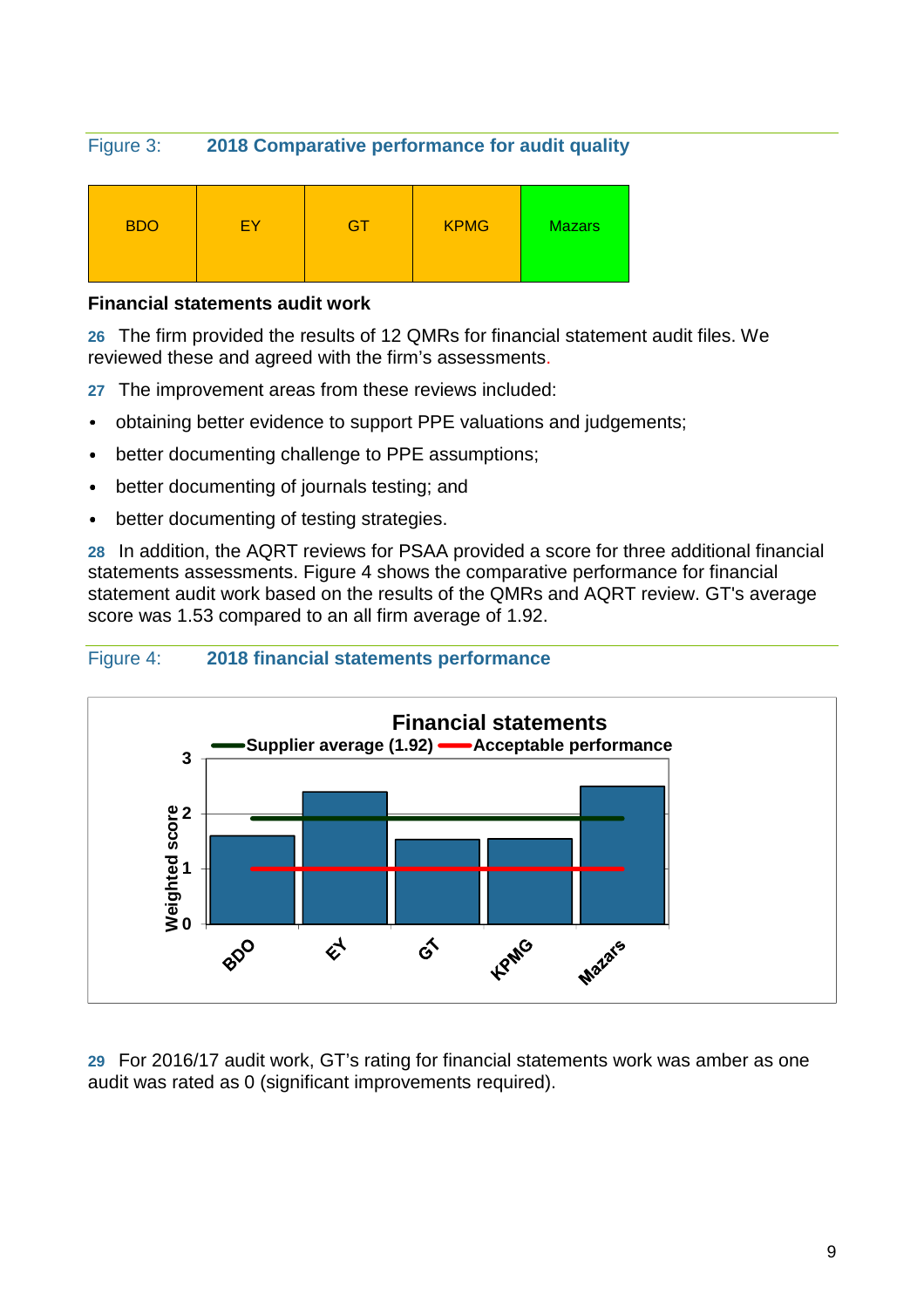Figure 3: **2018 Comparative performance for audit quality**

| BDO | EY | GT | KPMG | Mazars |
|---|---|---|---|---|

**Financial statements audit work**

**26** The firm provided the results of 12 QMRs for financial statement audit files. We reviewed these and agreed with the firm's assessments.

**27** The improvement areas from these reviews included:

- obtaining better evidence to support PPE valuations and judgements;
- better documenting challenge to PPE assumptions;
- better documenting of journals testing; and
- better documenting of testing strategies.

**28** In addition, the AQRT reviews for PSAA provided a score for three additional financial statements assessments. Figure 4 shows the comparative performance for financial statement audit work based on the results of the QMRs and AQRT review. GT's average score was 1.53 compared to an all firm average of 1.92.

Figure 4: **2018 financial statements performance**

**29** For 2016/17 audit work, GT's rating for financial statements work was amber as one audit was rated as 0 (significant improvements required).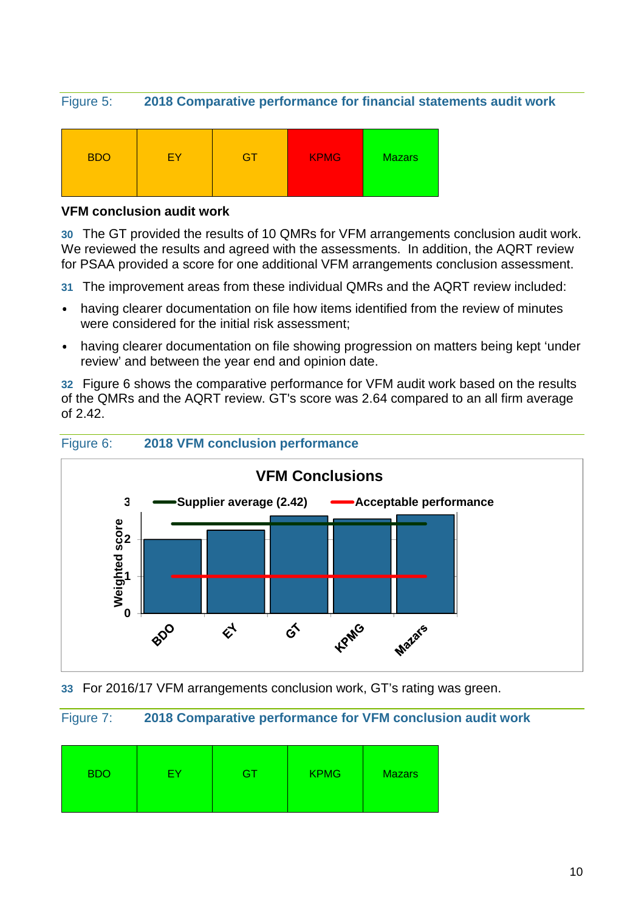Figure 5: **2018 Comparative performance for financial statements audit work**

| BDO | EY | GT | KPMG | Mazars |
|---|---|---|---|---|

### VFM conclusion audit work

**30** The GT provided the results of 10 QMRs for VFM arrangements conclusion audit work. We reviewed the results and agreed with the assessments. In addition, the AQRT review for PSAA provided a score for one additional VFM arrangements conclusion assessment.

**31** The improvement areas from these individual QMRs and the AQRT review included:

- having clearer documentation on file how items identified from the review of minutes were considered for the initial risk assessment;
- having clearer documentation on file showing progression on matters being kept 'under review' and between the year end and opinion date.

**32** Figure 6 shows the comparative performance for VFM audit work based on the results of the QMRs and the AQRT review. GT's score was 2.64 compared to an all firm average of 2.42.

Figure 6: **2018 VFM conclusion performance**

**VFM Conclusions**

Supplier average (2.42) | Acceptable performance

Weighted score: 0, 1, 2, 3

BDO, EY, GT, KPMG, Mazars

**33** For 2016/17 VFM arrangements conclusion work, GT's rating was green.

Figure 7: **2018 Comparative performance for VFM conclusion audit work**

| BDO | EY | GT | KPMG | Mazars |
|---|---|---|---|---|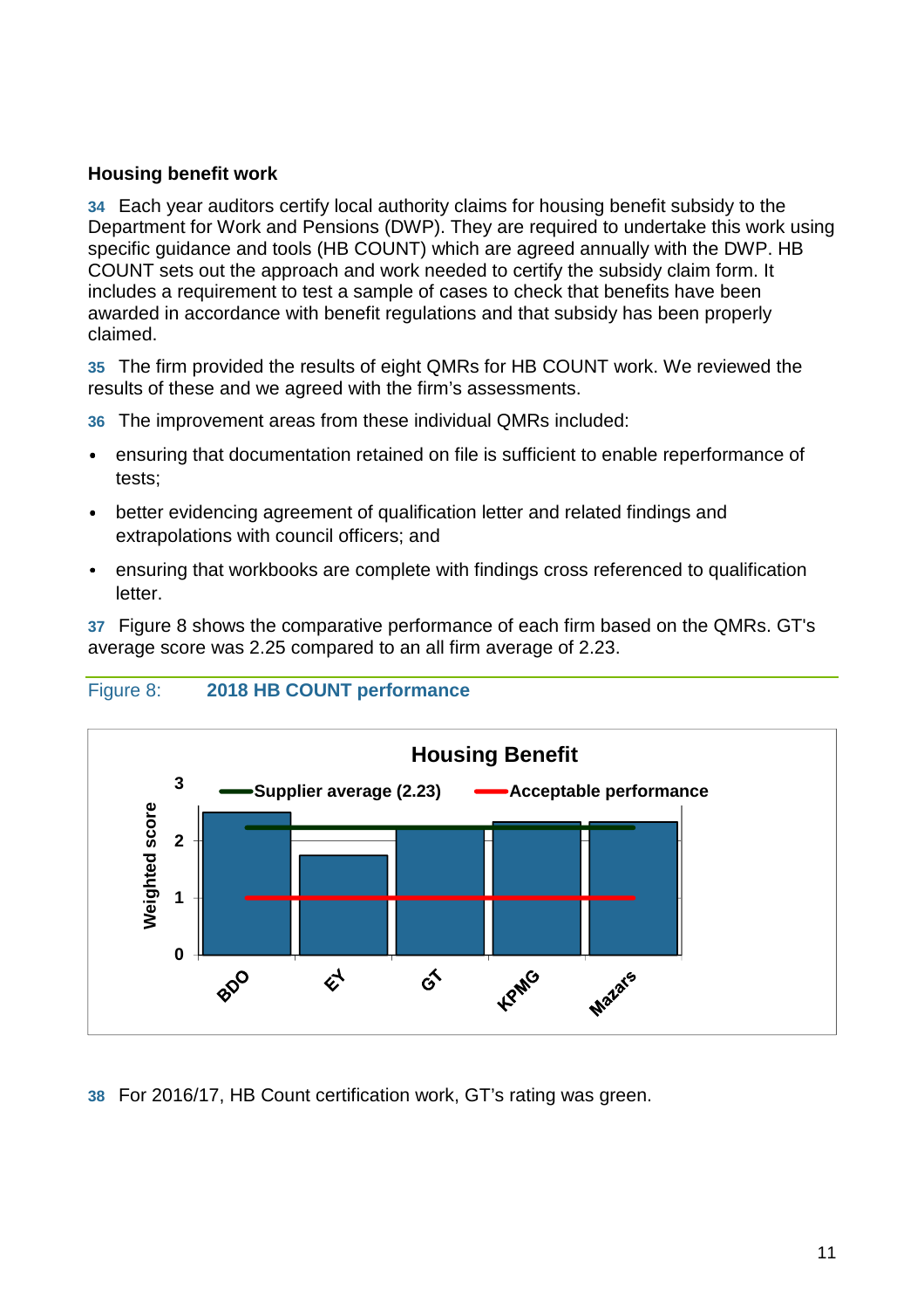### Housing benefit work

**34** Each year auditors certify local authority claims for housing benefit subsidy to the Department for Work and Pensions (DWP). They are required to undertake this work using specific guidance and tools (HB COUNT) which are agreed annually with the DWP. HB COUNT sets out the approach and work needed to certify the subsidy claim form. It includes a requirement to test a sample of cases to check that benefits have been awarded in accordance with benefit regulations and that subsidy has been properly claimed.

**35** The firm provided the results of eight QMRs for HB COUNT work. We reviewed the results of these and we agreed with the firm's assessments.

**36** The improvement areas from these individual QMRs included:

- ensuring that documentation retained on file is sufficient to enable reperformance of tests;
- better evidencing agreement of qualification letter and related findings and extrapolations with council officers; and
- ensuring that workbooks are complete with findings cross referenced to qualification letter.

**37** Figure 8 shows the comparative performance of each firm based on the QMRs. GT's average score was 2.25 compared to an all firm average of 2.23.

Figure 8: **2018 HB COUNT performance**

**Housing Benefit**

Legend: Supplier average (2.23); Acceptable performance

Y-axis: Weighted score (0–3). X-axis: BDO, EY, GT, KPMG, Mazars

**38** For 2016/17, HB Count certification work, GT's rating was green.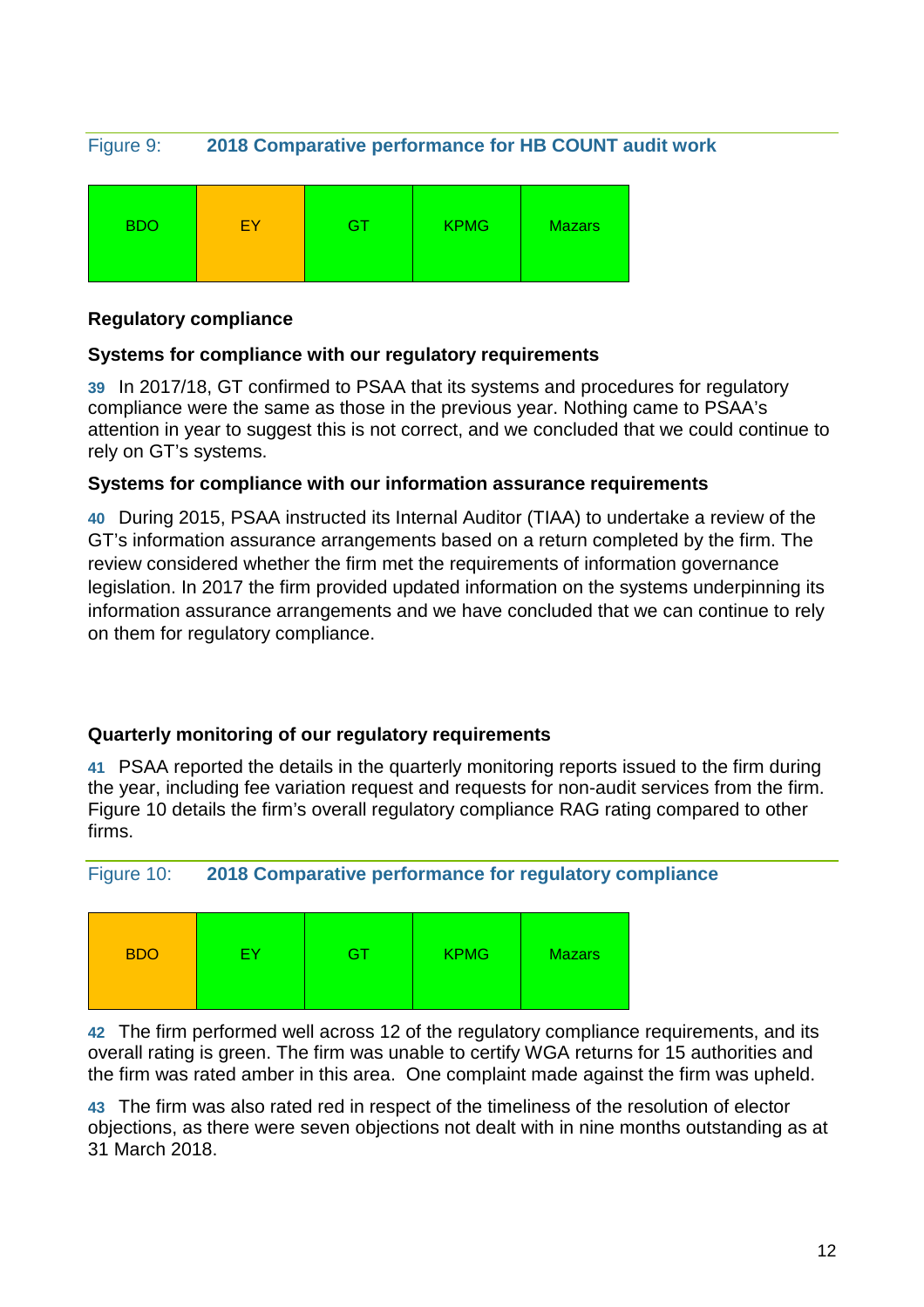Figure 9: **2018 Comparative performance for HB COUNT audit work**

| BDO | EY | GT | KPMG | Mazars |
|---|---|---|---|---|

### Regulatory compliance

#### Systems for compliance with our regulatory requirements

**39** In 2017/18, GT confirmed to PSAA that its systems and procedures for regulatory compliance were the same as those in the previous year. Nothing came to PSAA's attention in year to suggest this is not correct, and we concluded that we could continue to rely on GT's systems.

#### Systems for compliance with our information assurance requirements

**40** During 2015, PSAA instructed its Internal Auditor (TIAA) to undertake a review of the GT's information assurance arrangements based on a return completed by the firm. The review considered whether the firm met the requirements of information governance legislation. In 2017 the firm provided updated information on the systems underpinning its information assurance arrangements and we have concluded that we can continue to rely on them for regulatory compliance.

#### Quarterly monitoring of our regulatory requirements

**41** PSAA reported the details in the quarterly monitoring reports issued to the firm during the year, including fee variation request and requests for non-audit services from the firm. Figure 10 details the firm's overall regulatory compliance RAG rating compared to other firms.

Figure 10: **2018 Comparative performance for regulatory compliance**

| BDO | EY | GT | KPMG | Mazars |
|---|---|---|---|---|

**42** The firm performed well across 12 of the regulatory compliance requirements, and its overall rating is green. The firm was unable to certify WGA returns for 15 authorities and the firm was rated amber in this area. One complaint made against the firm was upheld.

**43** The firm was also rated red in respect of the timeliness of the resolution of elector objections, as there were seven objections not dealt with in nine months outstanding as at 31 March 2018.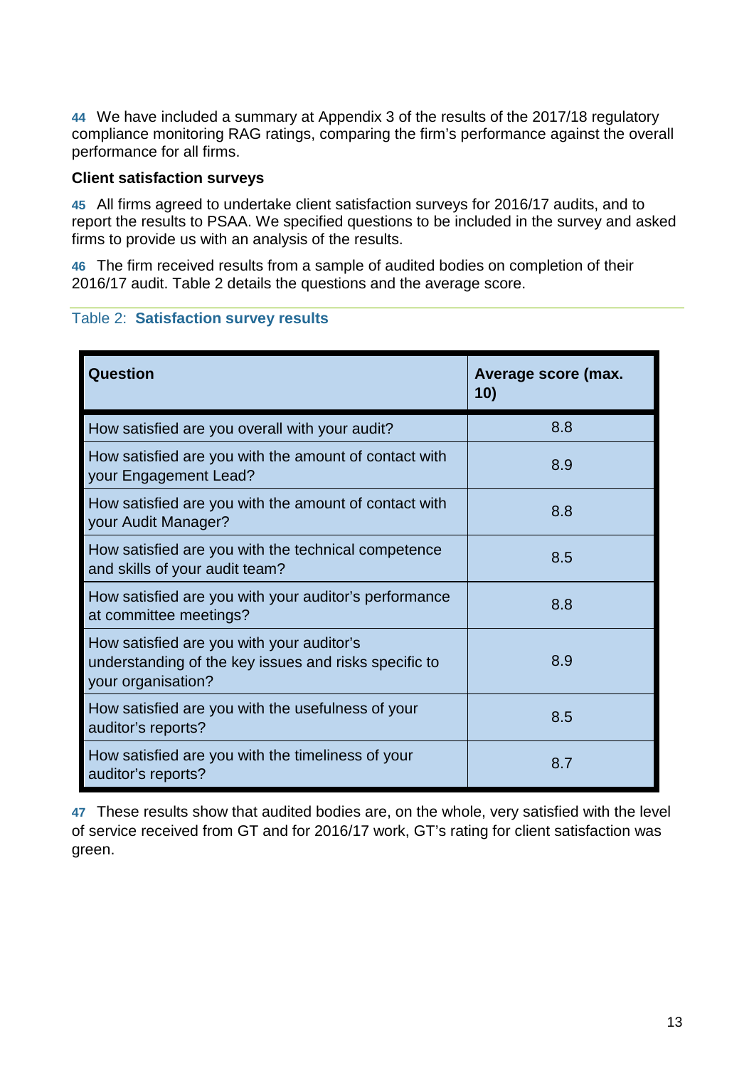**44** We have included a summary at Appendix 3 of the results of the 2017/18 regulatory compliance monitoring RAG ratings, comparing the firm's performance against the overall performance for all firms.

### Client satisfaction surveys

**45** All firms agreed to undertake client satisfaction surveys for 2016/17 audits, and to report the results to PSAA. We specified questions to be included in the survey and asked firms to provide us with an analysis of the results.

**46** The firm received results from a sample of audited bodies on completion of their 2016/17 audit. Table 2 details the questions and the average score.

Table 2: **Satisfaction survey results**

| Question | Average score (max. 10) |
|---|---|
| How satisfied are you overall with your audit? | 8.8 |
| How satisfied are you with the amount of contact with your Engagement Lead? | 8.9 |
| How satisfied are you with the amount of contact with your Audit Manager? | 8.8 |
| How satisfied are you with the technical competence and skills of your audit team? | 8.5 |
| How satisfied are you with your auditor's performance at committee meetings? | 8.8 |
| How satisfied are you with your auditor's understanding of the key issues and risks specific to your organisation? | 8.9 |
| How satisfied are you with the usefulness of your auditor's reports? | 8.5 |
| How satisfied are you with the timeliness of your auditor's reports? | 8.7 |

**47** These results show that audited bodies are, on the whole, very satisfied with the level of service received from GT and for 2016/17 work, GT's rating for client satisfaction was green.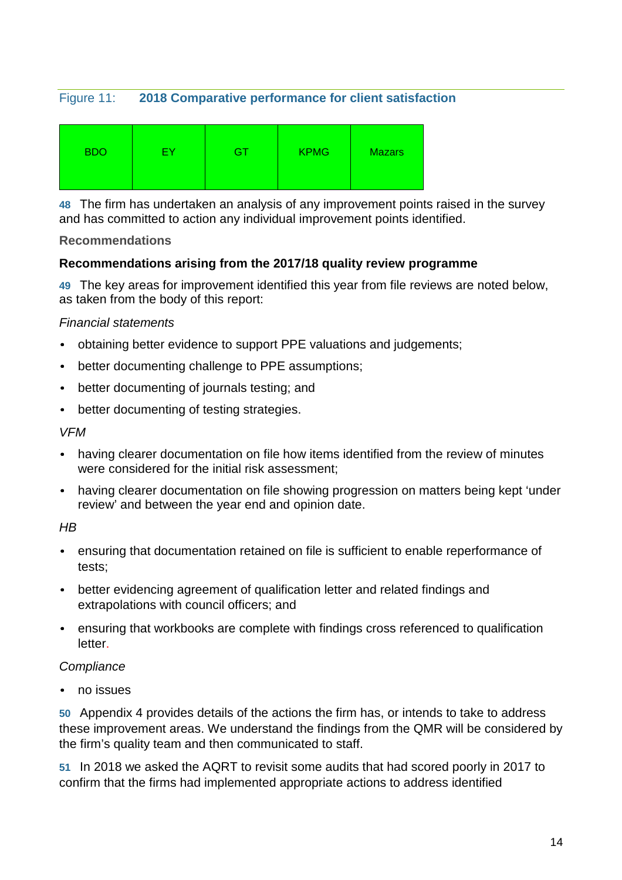Figure 11: **2018 Comparative performance for client satisfaction**

| BDO | EY | GT | KPMG | Mazars |
|---|---|---|---|---|

**48** The firm has undertaken an analysis of any improvement points raised in the survey and has committed to action any individual improvement points identified.

## Recommendations

### Recommendations arising from the 2017/18 quality review programme

**49** The key areas for improvement identified this year from file reviews are noted below, as taken from the body of this report:

*Financial statements*

- obtaining better evidence to support PPE valuations and judgements;
- better documenting challenge to PPE assumptions;
- better documenting of journals testing; and
- better documenting of testing strategies.

*VFM*

- having clearer documentation on file how items identified from the review of minutes were considered for the initial risk assessment;
- having clearer documentation on file showing progression on matters being kept 'under review' and between the year end and opinion date.

*HB*

- ensuring that documentation retained on file is sufficient to enable reperformance of tests;
- better evidencing agreement of qualification letter and related findings and extrapolations with council officers; and
- ensuring that workbooks are complete with findings cross referenced to qualification letter.

*Compliance*

- no issues

**50** Appendix 4 provides details of the actions the firm has, or intends to take to address these improvement areas. We understand the findings from the QMR will be considered by the firm's quality team and then communicated to staff.

**51** In 2018 we asked the AQRT to revisit some audits that had scored poorly in 2017 to confirm that the firms had implemented appropriate actions to address identified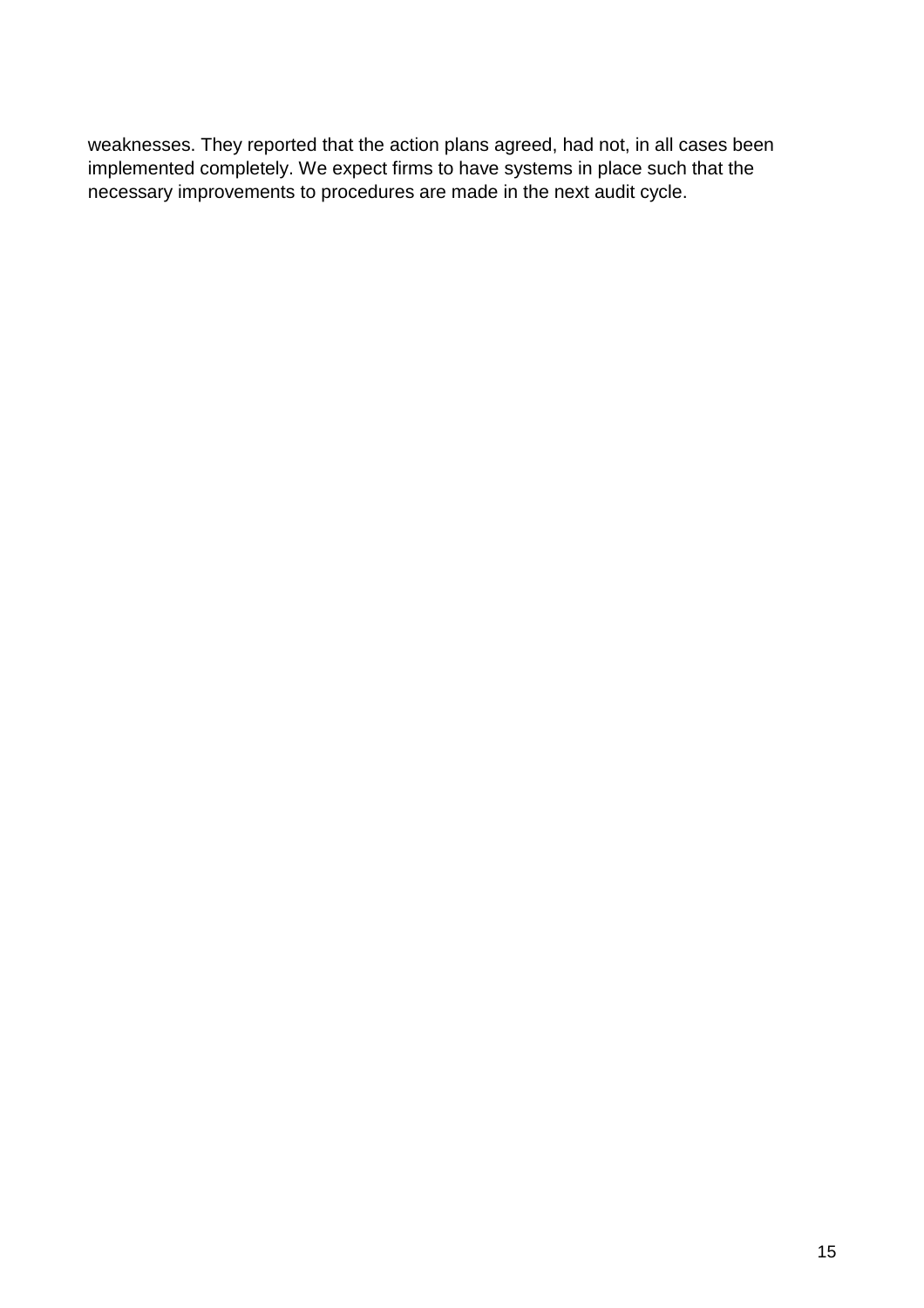weaknesses. They reported that the action plans agreed, had not, in all cases been implemented completely. We expect firms to have systems in place such that the necessary improvements to procedures are made in the next audit cycle.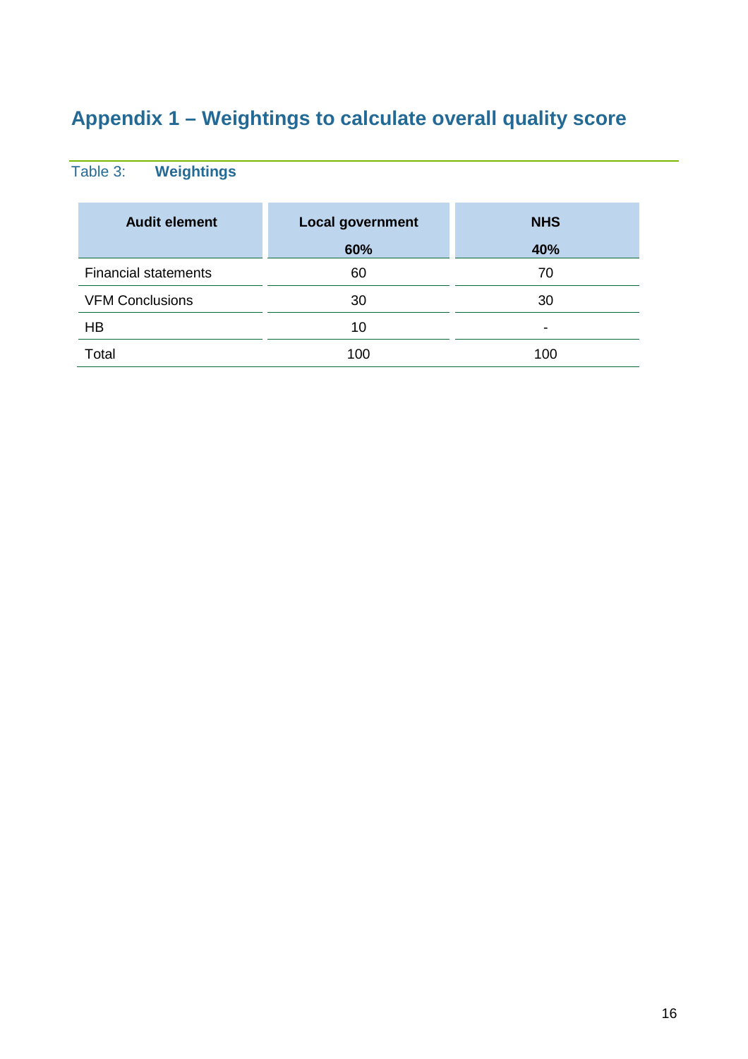# Appendix 1 – Weightings to calculate overall quality score

Table 3: **Weightings**

| Audit element | Local government<br>60% | NHS<br>40% |
|---|---|---|
| Financial statements | 60 | 70 |
| VFM Conclusions | 30 | 30 |
| HB | 10 | - |
| Total | 100 | 100 |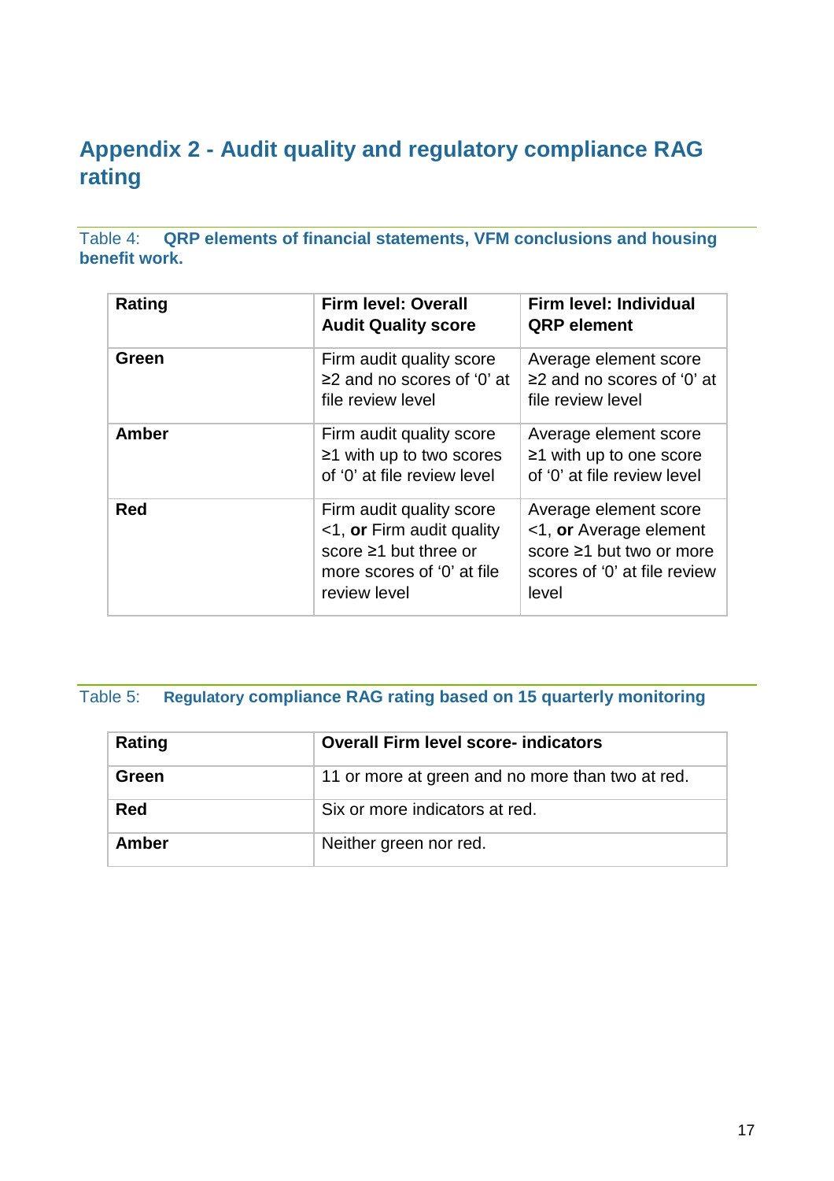# Appendix 2 - Audit quality and regulatory compliance RAG rating

Table 4: **QRP elements of financial statements, VFM conclusions and housing benefit work.**

| **Rating** | **Firm level: Overall Audit Quality score** | **Firm level: Individual QRP element** |
|---|---|---|
| **Green** | Firm audit quality score ≥2 and no scores of ‘0’ at file review level | Average element score ≥2 and no scores of ‘0’ at file review level |
| **Amber** | Firm audit quality score ≥1 with up to two scores of ‘0’ at file review level | Average element score ≥1 with up to one score of ‘0’ at file review level |
| **Red** | Firm audit quality score <1, **or** Firm audit quality score ≥1 but three or more scores of ‘0’ at file review level | Average element score <1, **or** Average element score ≥1 but two or more scores of ‘0’ at file review level |

Table 5: **Regulatory compliance RAG rating based on 15 quarterly monitoring**

| **Rating** | **Overall Firm level score- indicators** |
|---|---|
| **Green** | 11 or more at green and no more than two at red. |
| **Red** | Six or more indicators at red. |
| **Amber** | Neither green nor red. |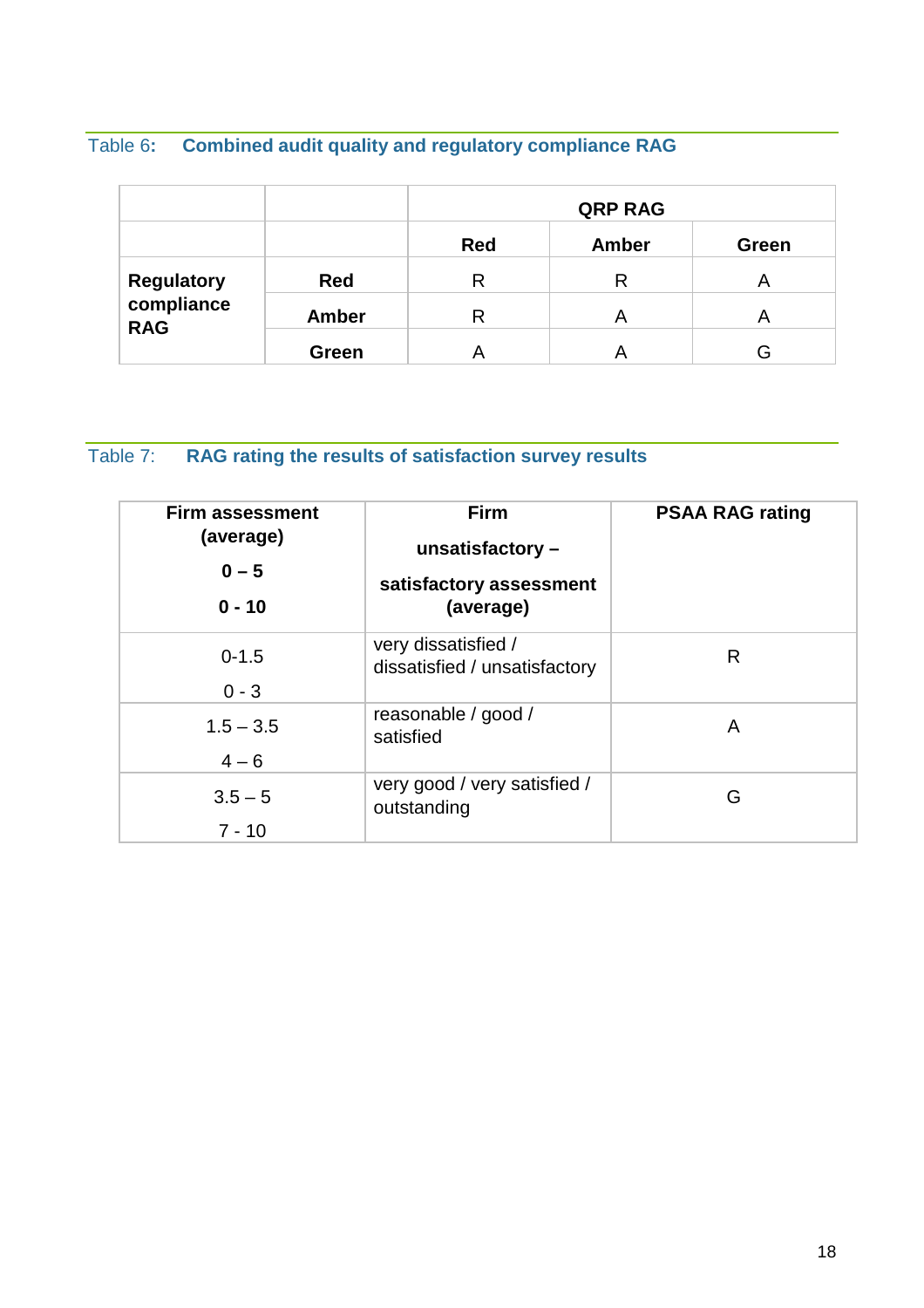Table 6: **Combined audit quality and regulatory compliance RAG**

| | | QRP RAG | | |
|---|---|---|---|---|
| | | **Red** | **Amber** | **Green** |
| **Regulatory compliance RAG** | **Red** | R | R | A |
| | **Amber** | R | A | A |
| | **Green** | A | A | G |

Table 7: **RAG rating the results of satisfaction survey results**

| **Firm assessment (average)** **0 – 5** **0 - 10** | **Firm unsatisfactory – satisfactory assessment (average)** | **PSAA RAG rating** |
|---|---|---|
| 0-1.5 0 - 3 | very dissatisfied / dissatisfied / unsatisfactory | R |
| 1.5 – 3.5 4 – 6 | reasonable / good / satisfied | A |
| 3.5 – 5 7 - 10 | very good / very satisfied / outstanding | G |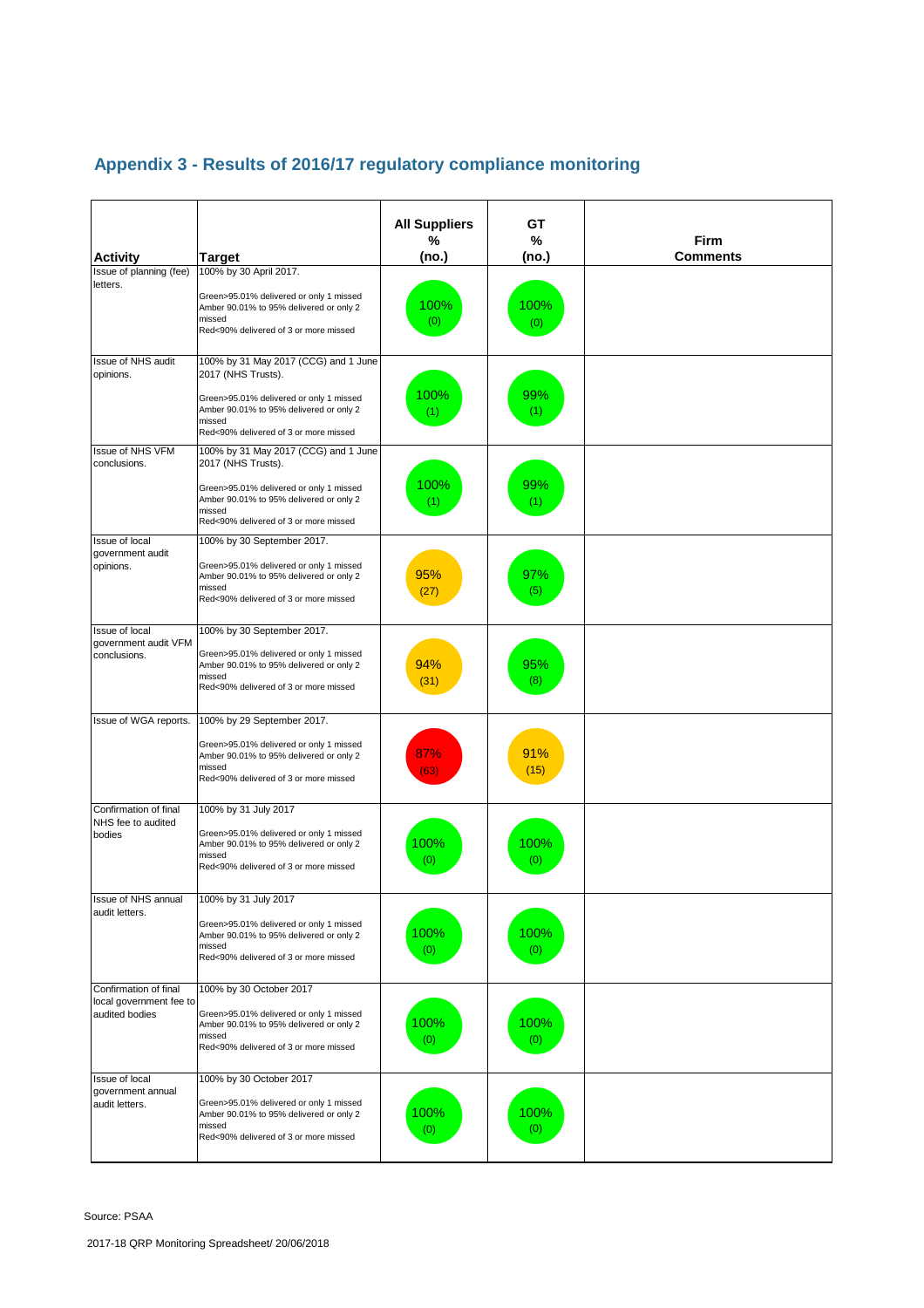## Appendix 3 - Results of 2016/17 regulatory compliance monitoring

| Activity | Target | All Suppliers % (no.) | GT % (no.) | Firm Comments |
|---|---|---|---|---|
| Issue of planning (fee) letters. | 100% by 30 April 2017. Green>95.01% delivered or only 1 missed Amber 90.01% to 95% delivered or only 2 missed Red<90% delivered of 3 or more missed | 100% (0) | 100% (0) | |
| Issue of NHS audit opinions. | 100% by 31 May 2017 (CCG) and 1 June 2017 (NHS Trusts). Green>95.01% delivered or only 1 missed Amber 90.01% to 95% delivered or only 2 missed Red<90% delivered of 3 or more missed | 100% (1) | 99% (1) | |
| Issue of NHS VFM conclusions. | 100% by 31 May 2017 (CCG) and 1 June 2017 (NHS Trusts). Green>95.01% delivered or only 1 missed Amber 90.01% to 95% delivered or only 2 missed Red<90% delivered of 3 or more missed | 100% (1) | 99% (1) | |
| Issue of local government audit opinions. | 100% by 30 September 2017. Green>95.01% delivered or only 1 missed Amber 90.01% to 95% delivered or only 2 missed Red<90% delivered of 3 or more missed | 95% (27) | 97% (5) | |
| Issue of local government audit VFM conclusions. | 100% by 30 September 2017. Green>95.01% delivered or only 1 missed Amber 90.01% to 95% delivered or only 2 missed Red<90% delivered of 3 or more missed | 94% (31) | 95% (8) | |
| Issue of WGA reports. | 100% by 29 September 2017. Green>95.01% delivered or only 1 missed Amber 90.01% to 95% delivered or only 2 missed Red<90% delivered of 3 or more missed | 87% (63) | 91% (15) | |
| Confirmation of final NHS fee to audited bodies | 100% by 31 July 2017 Green>95.01% delivered or only 1 missed Amber 90.01% to 95% delivered or only 2 missed Red<90% delivered of 3 or more missed | 100% (0) | 100% (0) | |
| Issue of NHS annual audit letters. | 100% by 31 July 2017 Green>95.01% delivered or only 1 missed Amber 90.01% to 95% delivered or only 2 missed Red<90% delivered of 3 or more missed | 100% (0) | 100% (0) | |
| Confirmation of final local government fee to audited bodies | 100% by 30 October 2017 Green>95.01% delivered or only 1 missed Amber 90.01% to 95% delivered or only 2 missed Red<90% delivered of 3 or more missed | 100% (0) | 100% (0) | |
| Issue of local government annual audit letters. | 100% by 30 October 2017 Green>95.01% delivered or only 1 missed Amber 90.01% to 95% delivered or only 2 missed Red<90% delivered of 3 or more missed | 100% (0) | 100% (0) | |

Source: PSAA

2017-18 QRP Monitoring Spreadsheet/ 20/06/2018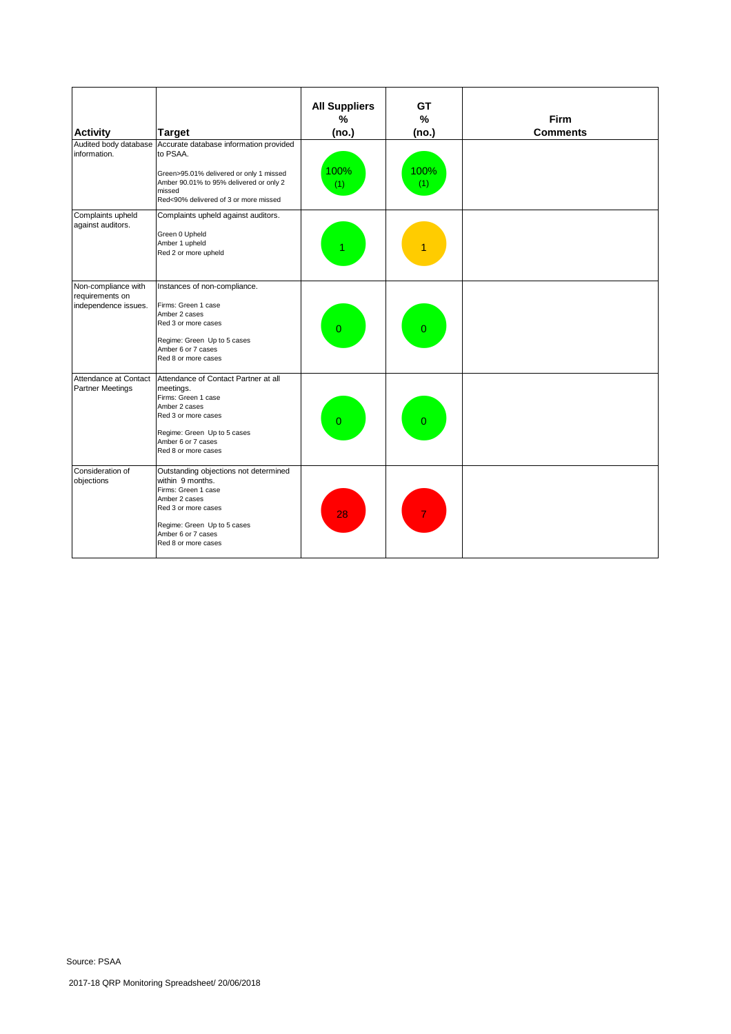| Activity | Target | All Suppliers % (no.) | GT % (no.) | Firm Comments |
|---|---|---|---|---|
| Audited body database information. | Accurate database information provided to PSAA.<br><br>Green>95.01% delivered or only 1 missed<br>Amber 90.01% to 95% delivered or only 2 missed<br>Red<90% delivered of 3 or more missed | 100% (1) | 100% (1) | |
| Complaints upheld against auditors. | Complaints upheld against auditors.<br><br>Green 0 Upheld<br>Amber 1 upheld<br>Red 2 or more upheld | 1 | 1 | |
| Non-compliance with requirements on independence issues. | Instances of non-compliance.<br><br>Firms: Green 1 case<br>Amber 2 cases<br>Red 3 or more cases<br><br>Regime: Green Up to 5 cases<br>Amber 6 or 7 cases<br>Red 8 or more cases | 0 | 0 | |
| Attendance at Contact Partner Meetings | Attendance of Contact Partner at all meetings.<br>Firms: Green 1 case<br>Amber 2 cases<br>Red 3 or more cases<br><br>Regime: Green Up to 5 cases<br>Amber 6 or 7 cases<br>Red 8 or more cases | 0 | 0 | |
| Consideration of objections | Outstanding objections not determined within 9 months.<br>Firms: Green 1 case<br>Amber 2 cases<br>Red 3 or more cases<br><br>Regime: Green Up to 5 cases<br>Amber 6 or 7 cases<br>Red 8 or more cases | 28 | 7 | |

Source: PSAA

2017-18 QRP Monitoring Spreadsheet/ 20/06/2018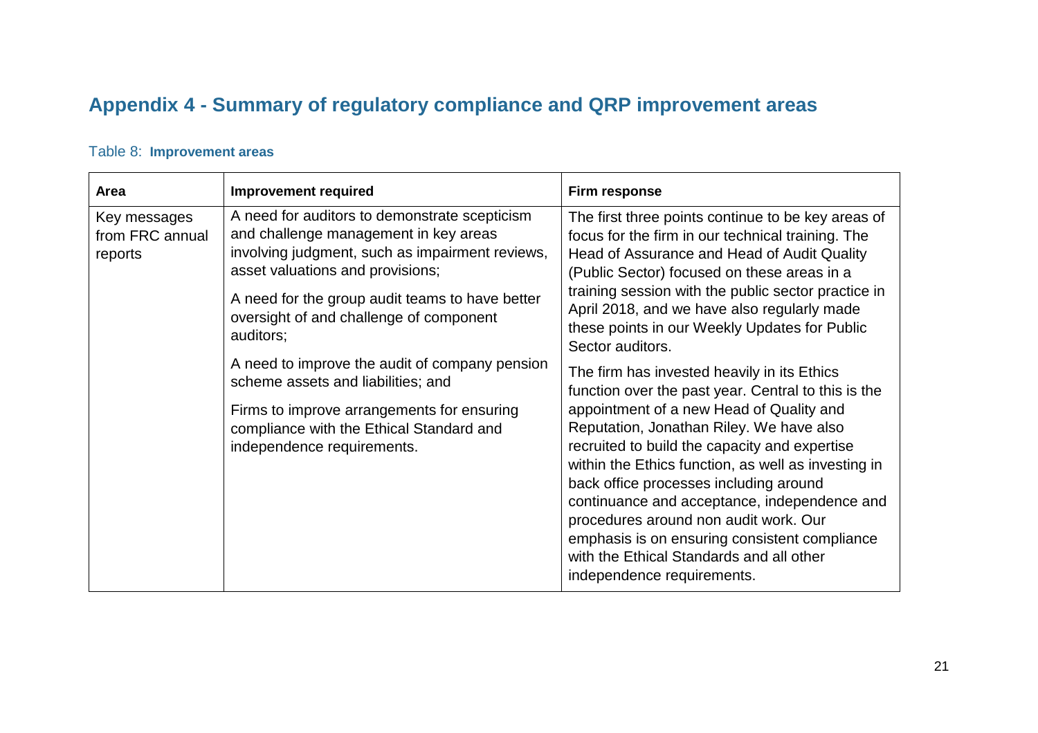## Appendix 4 - Summary of regulatory compliance and QRP improvement areas

Table 8: **Improvement areas**

| Area | Improvement required | Firm response |
|---|---|---|
| Key messages from FRC annual reports | A need for auditors to demonstrate scepticism and challenge management in key areas involving judgment, such as impairment reviews, asset valuations and provisions;<br><br>A need for the group audit teams to have better oversight of and challenge of component auditors;<br><br>A need to improve the audit of company pension scheme assets and liabilities; and<br><br>Firms to improve arrangements for ensuring compliance with the Ethical Standard and independence requirements. | The first three points continue to be key areas of focus for the firm in our technical training. The Head of Assurance and Head of Audit Quality (Public Sector) focused on these areas in a training session with the public sector practice in April 2018, and we have also regularly made these points in our Weekly Updates for Public Sector auditors.<br><br>The firm has invested heavily in its Ethics function over the past year. Central to this is the appointment of a new Head of Quality and Reputation, Jonathan Riley. We have also recruited to build the capacity and expertise within the Ethics function, as well as investing in back office processes including around continuance and acceptance, independence and procedures around non audit work. Our emphasis is on ensuring consistent compliance with the Ethical Standards and all other independence requirements. |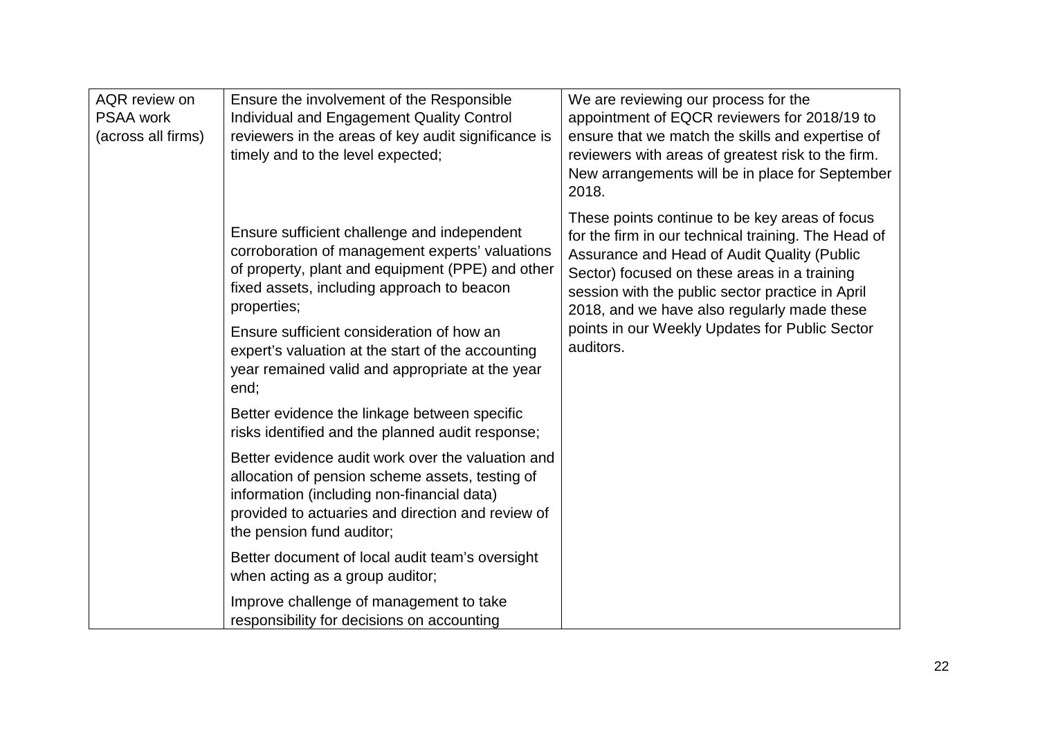| | | |
|---|---|---|
| AQR review on PSAA work (across all firms) | Ensure the involvement of the Responsible Individual and Engagement Quality Control reviewers in the areas of key audit significance is timely and to the level expected; | We are reviewing our process for the appointment of EQCR reviewers for 2018/19 to ensure that we match the skills and expertise of reviewers with areas of greatest risk to the firm. New arrangements will be in place for September 2018. |
| | Ensure sufficient challenge and independent corroboration of management experts' valuations of property, plant and equipment (PPE) and other fixed assets, including approach to beacon properties;<br><br>Ensure sufficient consideration of how an expert's valuation at the start of the accounting year remained valid and appropriate at the year end;<br><br>Better evidence the linkage between specific risks identified and the planned audit response;<br><br>Better evidence audit work over the valuation and allocation of pension scheme assets, testing of information (including non-financial data) provided to actuaries and direction and review of the pension fund auditor;<br><br>Better document of local audit team's oversight when acting as a group auditor;<br><br>Improve challenge of management to take responsibility for decisions on accounting | These points continue to be key areas of focus for the firm in our technical training. The Head of Assurance and Head of Audit Quality (Public Sector) focused on these areas in a training session with the public sector practice in April 2018, and we have also regularly made these points in our Weekly Updates for Public Sector auditors. |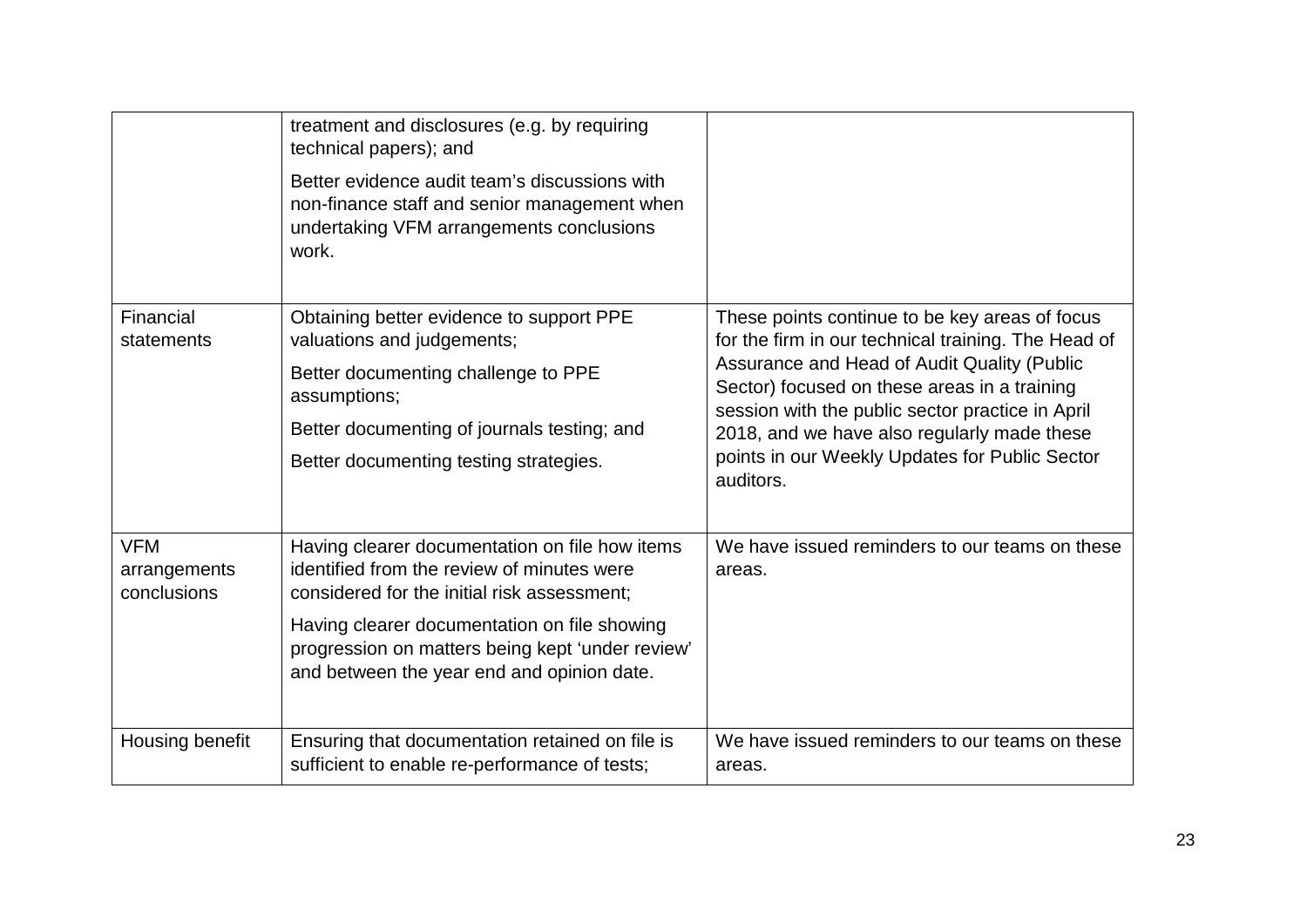| | | |
|---|---|---|
| | treatment and disclosures (e.g. by requiring technical papers); and<br><br>Better evidence audit team's discussions with non-finance staff and senior management when undertaking VFM arrangements conclusions work. | |
| Financial statements | Obtaining better evidence to support PPE valuations and judgements;<br><br>Better documenting challenge to PPE assumptions;<br><br>Better documenting of journals testing; and<br><br>Better documenting testing strategies. | These points continue to be key areas of focus for the firm in our technical training. The Head of Assurance and Head of Audit Quality (Public Sector) focused on these areas in a training session with the public sector practice in April 2018, and we have also regularly made these points in our Weekly Updates for Public Sector auditors. |
| VFM arrangements conclusions | Having clearer documentation on file how items identified from the review of minutes were considered for the initial risk assessment;<br><br>Having clearer documentation on file showing progression on matters being kept 'under review' and between the year end and opinion date. | We have issued reminders to our teams on these areas. |
| Housing benefit | Ensuring that documentation retained on file is sufficient to enable re-performance of tests; | We have issued reminders to our teams on these areas. |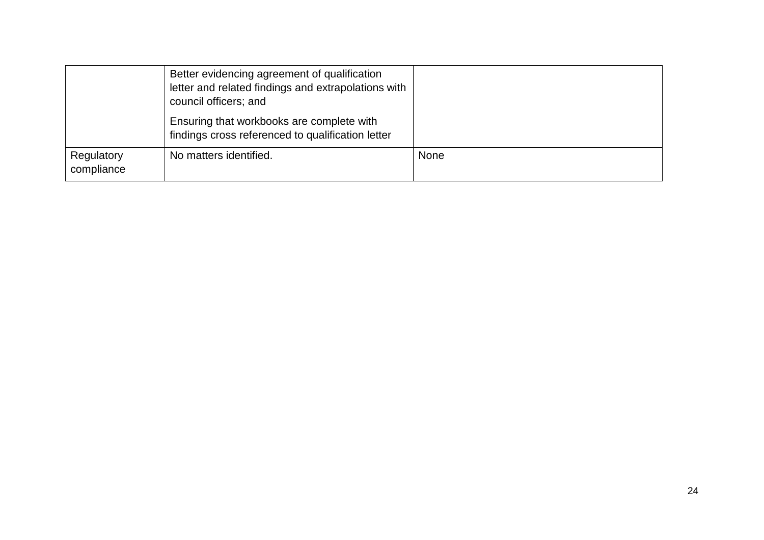| | | |
|---|---|---|
| | Better evidencing agreement of qualification letter and related findings and extrapolations with council officers; and<br><br>Ensuring that workbooks are complete with findings cross referenced to qualification letter | |
| Regulatory compliance | No matters identified. | None |